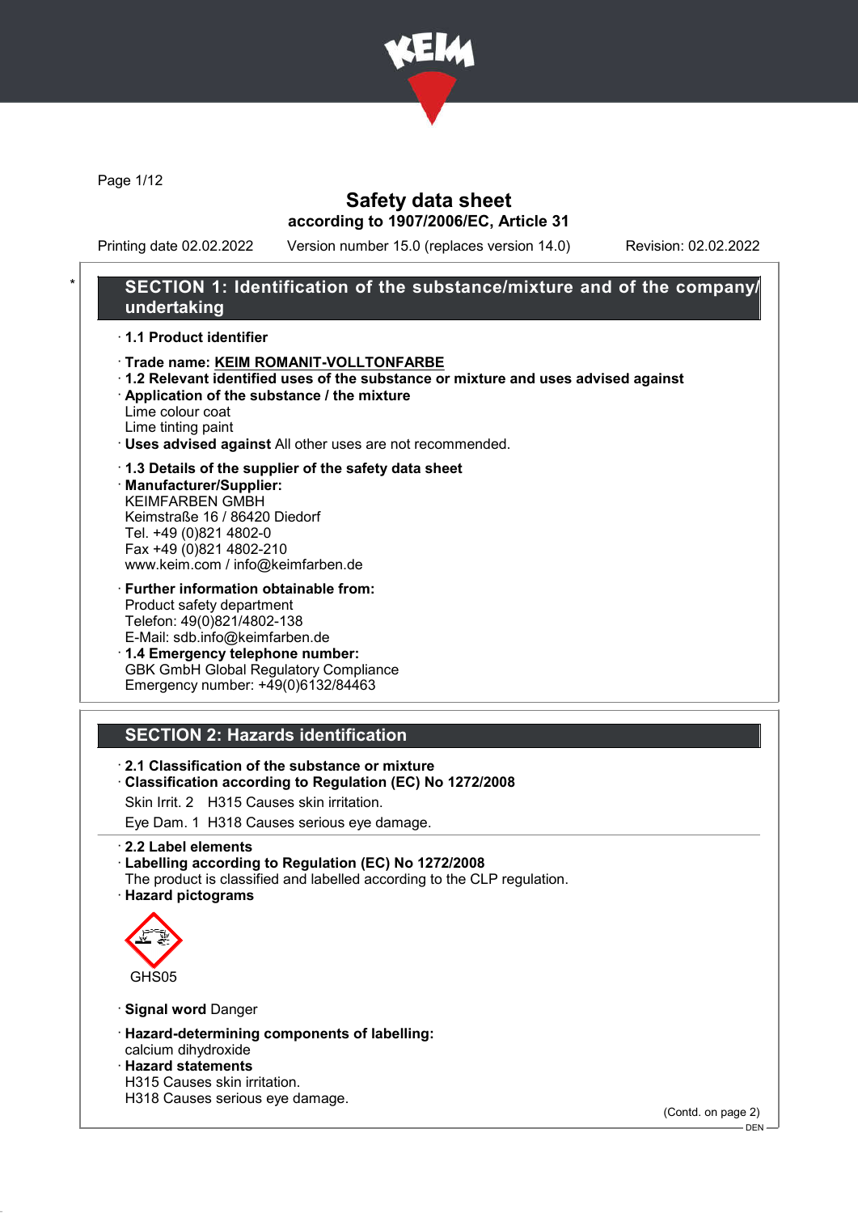# Safety data sheet

**according to 1907/2006/EC, Article 31**

Printing date 02.02.2022 Version number 15.0 (replaces version 14.0) Revision: 02.02.2022

## SECTION 1: Identification of the substance/mixture and of the company/undertaking

· **1.1 Product identifier**

· **Trade name: KEIM ROMANIT-VOLLTONFARBE**

· **1.2 Relevant identified uses of the substance or mixture and uses advised against**

· **Application of the substance / the mixture**
Lime colour coat
Lime tinting paint

· **Uses advised against** All other uses are not recommended.

· **1.3 Details of the supplier of the safety data sheet**

· **Manufacturer/Supplier:**
KEIMFARBEN GMBH
Keimstraße 16 / 86420 Diedorf
Tel. +49 (0)821 4802-0
Fax +49 (0)821 4802-210
www.keim.com / info@keimfarben.de

· **Further information obtainable from:**
Product safety department
Telefon: 49(0)821/4802-138
E-Mail: sdb.info@keimfarben.de

· **1.4 Emergency telephone number:**
GBK GmbH Global Regulatory Compliance
Emergency number: +49(0)6132/84463

## SECTION 2: Hazards identification

· **2.1 Classification of the substance or mixture**

· **Classification according to Regulation (EC) No 1272/2008**

Skin Irrit. 2 H315 Causes skin irritation.

Eye Dam. 1 H318 Causes serious eye damage.

· **2.2 Label elements**

· **Labelling according to Regulation (EC) No 1272/2008**
The product is classified and labelled according to the CLP regulation.

· **Hazard pictograms**

GHS05

· **Signal word** Danger

· **Hazard-determining components of labelling:**
calcium dihydroxide

· **Hazard statements**
H315 Causes skin irritation.
H318 Causes serious eye damage.

(Contd. on page 2)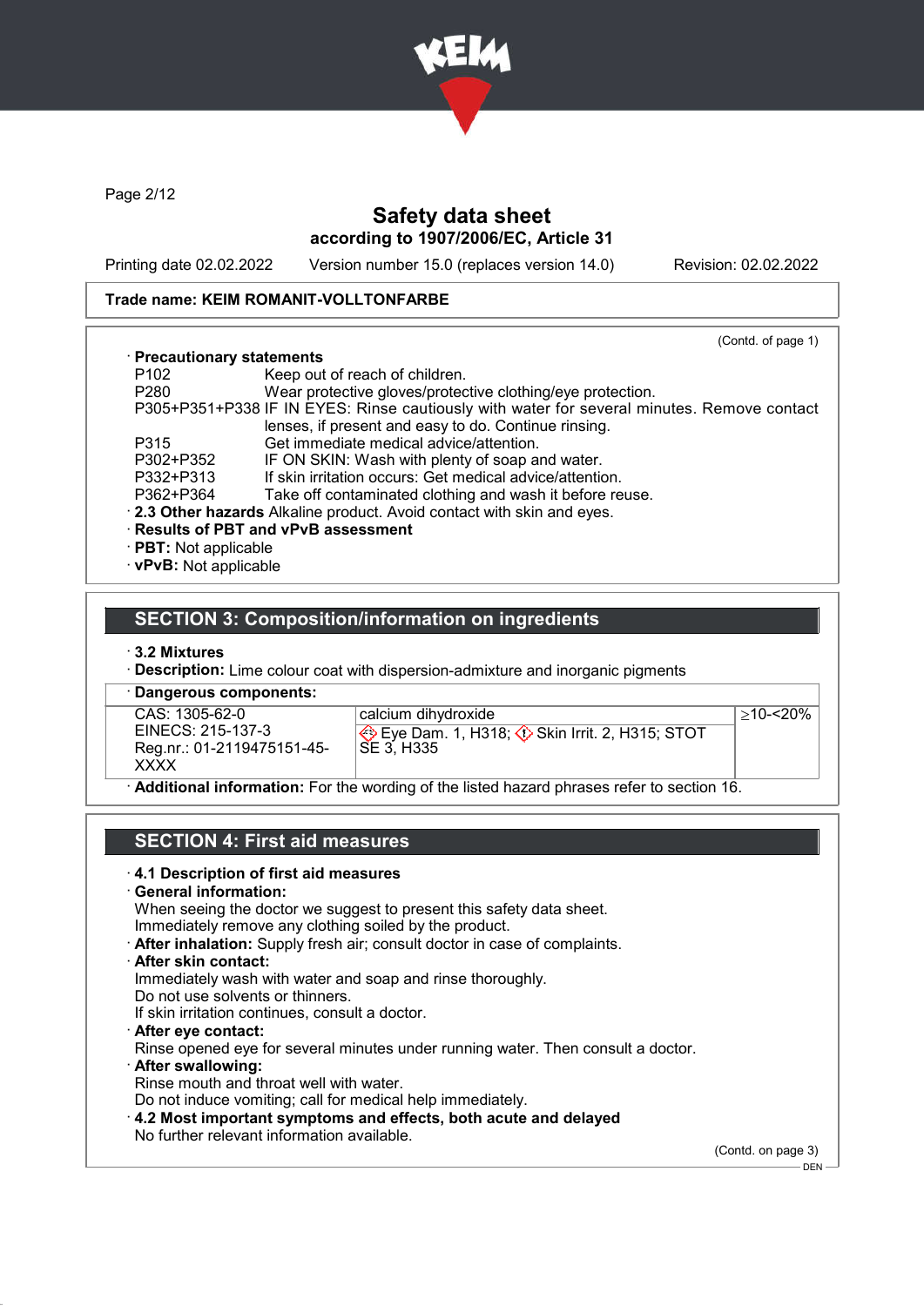Page 2/12

## Safety data sheet

**according to 1907/2006/EC, Article 31**

Printing date 02.02.2022 Version number 15.0 (replaces version 14.0) Revision: 02.02.2022

**Trade name: KEIM ROMANIT-VOLLTONFARBE**

(Contd. of page 1)

· **Precautionary statements**

P102 Keep out of reach of children.
P280 Wear protective gloves/protective clothing/eye protection.
P305+P351+P338 IF IN EYES: Rinse cautiously with water for several minutes. Remove contact lenses, if present and easy to do. Continue rinsing.
P315 Get immediate medical advice/attention.
P302+P352 IF ON SKIN: Wash with plenty of soap and water.
P332+P313 If skin irritation occurs: Get medical advice/attention.
P362+P364 Take off contaminated clothing and wash it before reuse.

· **2.3 Other hazards** Alkaline product. Avoid contact with skin and eyes.
· **Results of PBT and vPvB assessment**
· **PBT:** Not applicable
· **vPvB:** Not applicable

## SECTION 3: Composition/information on ingredients

· **3.2 Mixtures**
· **Description:** Lime colour coat with dispersion-admixture and inorganic pigments

· **Dangerous components:**

| | | |
|---|---|---|
| CAS: 1305-62-0<br>EINECS: 215-137-3<br>Reg.nr.: 01-2119475151-45-XXXX | calcium dihydroxide<br>Eye Dam. 1, H318; Skin Irrit. 2, H315; STOT SE 3, H335 | ≥10-<20% |

· **Additional information:** For the wording of the listed hazard phrases refer to section 16.

## SECTION 4: First aid measures

· **4.1 Description of first aid measures**
· **General information:**
When seeing the doctor we suggest to present this safety data sheet.
Immediately remove any clothing soiled by the product.
· **After inhalation:** Supply fresh air; consult doctor in case of complaints.
· **After skin contact:**
Immediately wash with water and soap and rinse thoroughly.
Do not use solvents or thinners.
If skin irritation continues, consult a doctor.
· **After eye contact:**
Rinse opened eye for several minutes under running water. Then consult a doctor.
· **After swallowing:**
Rinse mouth and throat well with water.
Do not induce vomiting; call for medical help immediately.
· **4.2 Most important symptoms and effects, both acute and delayed**
No further relevant information available.

(Contd. on page 3)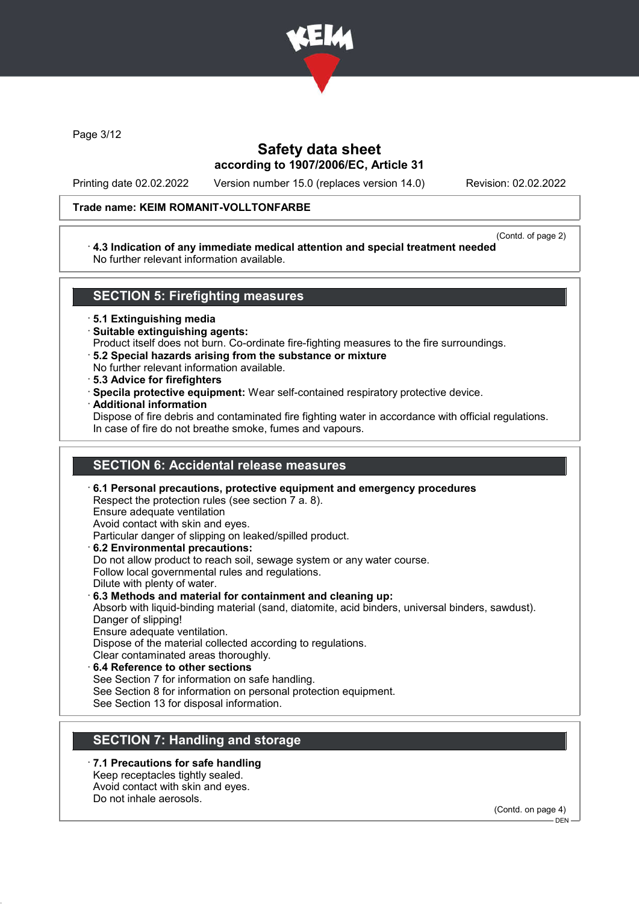Trade name: KEIM ROMANIT-VOLLTONFARBE

(Contd. of page 2)

· **4.3 Indication of any immediate medical attention and special treatment needed**
No further relevant information available.

## SECTION 5: Firefighting measures

· **5.1 Extinguishing media**
· **Suitable extinguishing agents:**
Product itself does not burn. Co-ordinate fire-fighting measures to the fire surroundings.
· **5.2 Special hazards arising from the substance or mixture**
No further relevant information available.
· **5.3 Advice for firefighters**
· **Specila protective equipment:** Wear self-contained respiratory protective device.
· **Additional information**
Dispose of fire debris and contaminated fire fighting water in accordance with official regulations.
In case of fire do not breathe smoke, fumes and vapours.

## SECTION 6: Accidental release measures

· **6.1 Personal precautions, protective equipment and emergency procedures**
Respect the protection rules (see section 7 a. 8).
Ensure adequate ventilation
Avoid contact with skin and eyes.
Particular danger of slipping on leaked/spilled product.
· **6.2 Environmental precautions:**
Do not allow product to reach soil, sewage system or any water course.
Follow local governmental rules and regulations.
Dilute with plenty of water.
· **6.3 Methods and material for containment and cleaning up:**
Absorb with liquid-binding material (sand, diatomite, acid binders, universal binders, sawdust).
Danger of slipping!
Ensure adequate ventilation.
Dispose of the material collected according to regulations.
Clear contaminated areas thoroughly.
· **6.4 Reference to other sections**
See Section 7 for information on safe handling.
See Section 8 for information on personal protection equipment.
See Section 13 for disposal information.

## SECTION 7: Handling and storage

· **7.1 Precautions for safe handling**
Keep receptacles tightly sealed.
Avoid contact with skin and eyes.
Do not inhale aerosols.

(Contd. on page 4)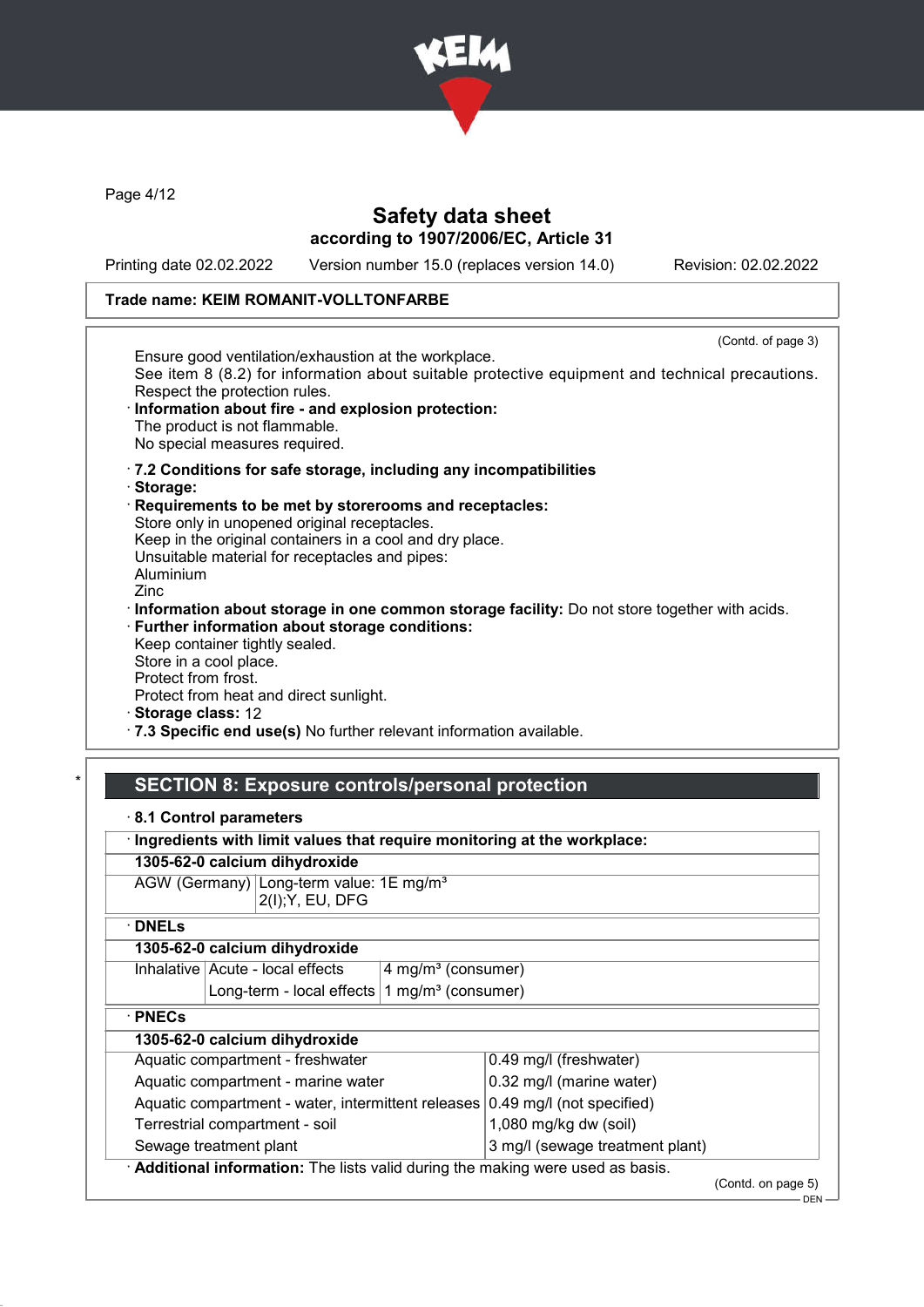# Safety data sheet
### according to 1907/2006/EC, Article 31

Printing date 02.02.2022 Version number 15.0 (replaces version 14.0) Revision: 02.02.2022

**Trade name: KEIM ROMANIT-VOLLTONFARBE**

(Contd. of page 3)

Ensure good ventilation/exhaustion at the workplace.
See item 8 (8.2) for information about suitable protective equipment and technical precautions.
Respect the protection rules.

· **Information about fire - and explosion protection:**
The product is not flammable.
No special measures required.

· **7.2 Conditions for safe storage, including any incompatibilities**
· **Storage:**
· **Requirements to be met by storerooms and receptacles:**
Store only in unopened original receptacles.
Keep in the original containers in a cool and dry place.
Unsuitable material for receptacles and pipes:
Aluminium
Zinc
· **Information about storage in one common storage facility:** Do not store together with acids.
· **Further information about storage conditions:**
Keep container tightly sealed.
Store in a cool place.
Protect from frost.
Protect from heat and direct sunlight.
· **Storage class:** 12
· **7.3 Specific end use(s)** No further relevant information available.

## SECTION 8: Exposure controls/personal protection

· **8.1 Control parameters**

· **Ingredients with limit values that require monitoring at the workplace:**

| **1305-62-0 calcium dihydroxide** | |
|---|---|
| AGW (Germany) | Long-term value: 1E mg/m³<br>2(I);Y, EU, DFG |

· **DNELs**

| **1305-62-0 calcium dihydroxide** | | |
|---|---|---|
| Inhalative | Acute - local effects | 4 mg/m³ (consumer) |
| | Long-term - local effects | 1 mg/m³ (consumer) |

· **PNECs**

| **1305-62-0 calcium dihydroxide** | |
|---|---|
| Aquatic compartment - freshwater | 0.49 mg/l (freshwater) |
| Aquatic compartment - marine water | 0.32 mg/l (marine water) |
| Aquatic compartment - water, intermittent releases | 0.49 mg/l (not specified) |
| Terrestrial compartment - soil | 1,080 mg/kg dw (soil) |
| Sewage treatment plant | 3 mg/l (sewage treatment plant) |

· **Additional information:** The lists valid during the making were used as basis.

(Contd. on page 5)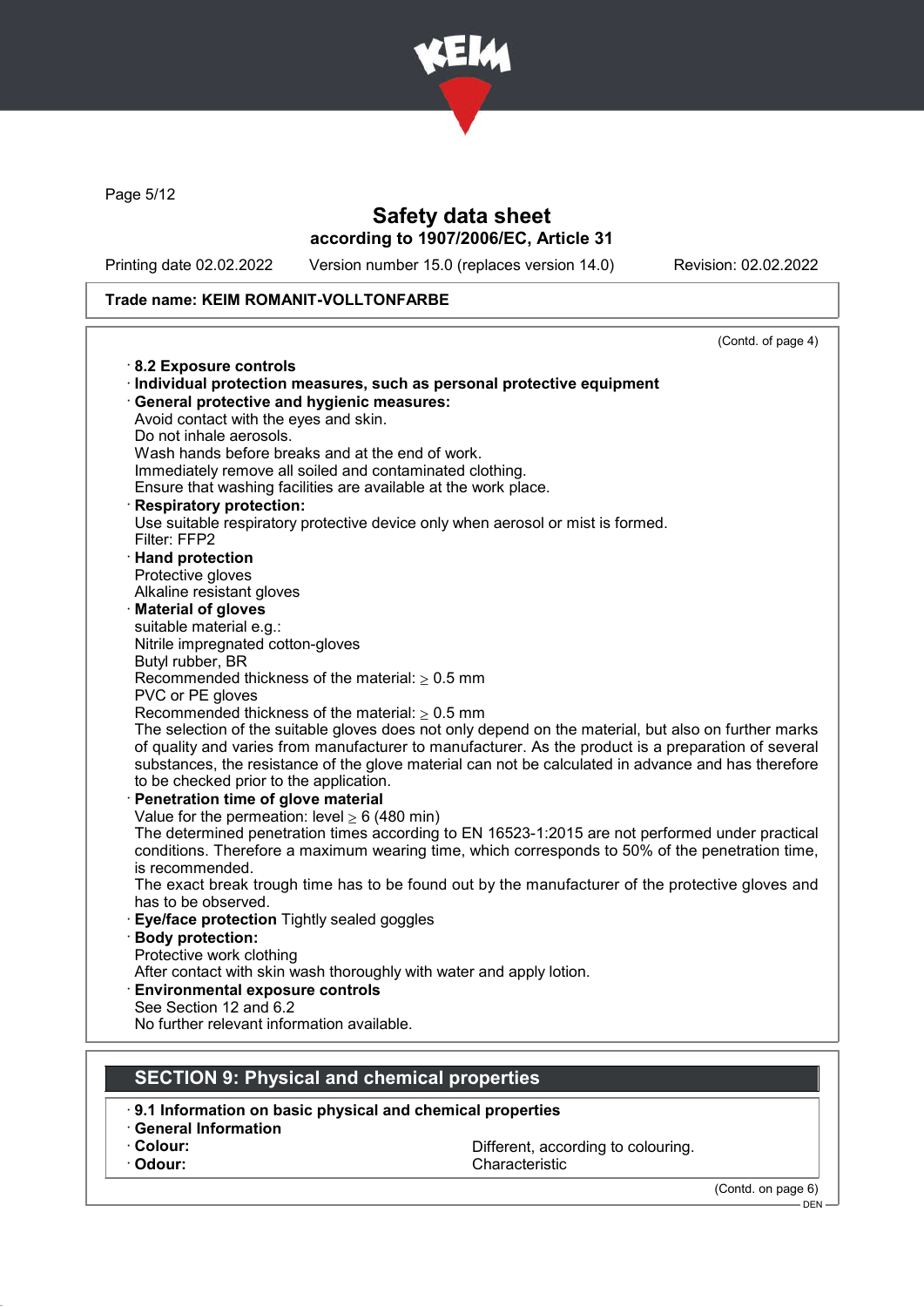# Safety data sheet

**according to 1907/2006/EC, Article 31**

Printing date 02.02.2022 Version number 15.0 (replaces version 14.0) Revision: 02.02.2022

**Trade name: KEIM ROMANIT-VOLLTONFARBE**

(Contd. of page 4)

- **8.2 Exposure controls**
- **Individual protection measures, such as personal protective equipment**
- **General protective and hygienic measures:**
  Avoid contact with the eyes and skin.
  Do not inhale aerosols.
  Wash hands before breaks and at the end of work.
  Immediately remove all soiled and contaminated clothing.
  Ensure that washing facilities are available at the work place.
- **Respiratory protection:**
  Use suitable respiratory protective device only when aerosol or mist is formed.
  Filter: FFP2
- **Hand protection**
  Protective gloves
  Alkaline resistant gloves
- **Material of gloves**
  suitable material e.g.:
  Nitrile impregnated cotton-gloves
  Butyl rubber, BR
  Recommended thickness of the material: $\geq$ 0.5 mm
  PVC or PE gloves
  Recommended thickness of the material: $\geq$ 0.5 mm
  The selection of the suitable gloves does not only depend on the material, but also on further marks of quality and varies from manufacturer to manufacturer. As the product is a preparation of several substances, the resistance of the glove material can not be calculated in advance and has therefore to be checked prior to the application.
- **Penetration time of glove material**
  Value for the permeation: level $\geq$ 6 (480 min)
  The determined penetration times according to EN 16523-1:2015 are not performed under practical conditions. Therefore a maximum wearing time, which corresponds to 50% of the penetration time, is recommended.
  The exact break trough time has to be found out by the manufacturer of the protective gloves and has to be observed.
- **Eye/face protection** Tightly sealed goggles
- **Body protection:**
  Protective work clothing
  After contact with skin wash thoroughly with water and apply lotion.
- **Environmental exposure controls**
  See Section 12 and 6.2
  No further relevant information available.

## SECTION 9: Physical and chemical properties

- **9.1 Information on basic physical and chemical properties**
- **General Information**
- **Colour:** Different, according to colouring.
- **Odour:** Characteristic

(Contd. on page 6)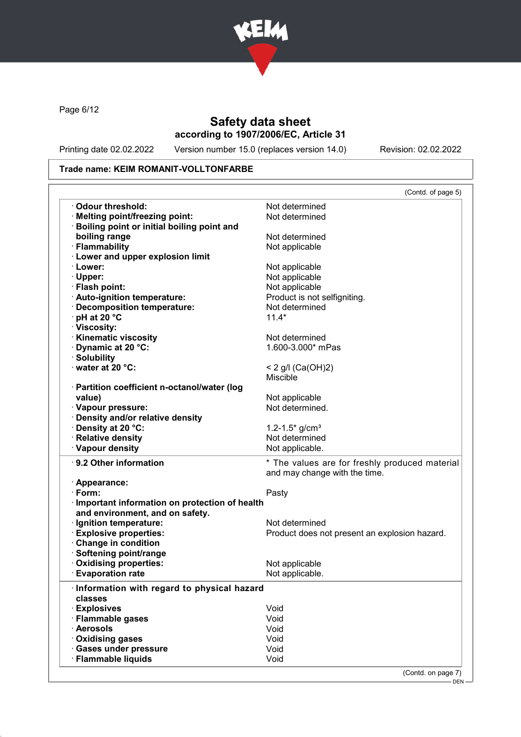Page 6/12

# Safety data sheet

**according to 1907/2006/EC, Article 31**

Printing date 02.02.2022 Version number 15.0 (replaces version 14.0) Revision: 02.02.2022

**Trade name: KEIM ROMANIT-VOLLTONFARBE**

(Contd. of page 5)

| | |
|---|---|
| · **Odour threshold:** | Not determined |
| · **Melting point/freezing point:** | Not determined |
| · **Boiling point or initial boiling point and boiling range** | Not determined |
| · **Flammability** | Not applicable |
| · **Lower and upper explosion limit** | |
| · **Lower:** | Not applicable |
| · **Upper:** | Not applicable |
| · **Flash point:** | Not applicable |
| · **Auto-ignition temperature:** | Product is not selfigniting. |
| · **Decomposition temperature:** | Not determined |
| · **pH at 20 °C** | 11.4* |
| · **Viscosity:** | |
| · **Kinematic viscosity** | Not determined |
| · **Dynamic at 20 °C:** | 1.600-3.000* mPas |
| · **Solubility** | |
| · **water at 20 °C:** | < 2 g/l ($Ca(OH)_2$)<br>Miscible |
| · **Partition coefficient n-octanol/water (log value)** | Not applicable |
| · **Vapour pressure:** | Not determined. |
| · **Density and/or relative density** | |
| · **Density at 20 °C:** | 1.2-1.5* g/cm³ |
| · **Relative density** | Not determined |
| · **Vapour density** | Not applicable. |
| · **9.2 Other information** | * The values are for freshly produced material and may change with the time. |
| · **Appearance:** | |
| · **Form:** | Pasty |
| · **Important information on protection of health and environment, and on safety.** | |
| · **Ignition temperature:** | Not determined |
| · **Explosive properties:** | Product does not present an explosion hazard. |
| · **Change in condition** | |
| · **Softening point/range** | |
| · **Oxidising properties:** | Not applicable |
| · **Evaporation rate** | Not applicable. |
| · **Information with regard to physical hazard classes** | |
| · **Explosives** | Void |
| · **Flammable gases** | Void |
| · **Aerosols** | Void |
| · **Oxidising gases** | Void |
| · **Gases under pressure** | Void |
| · **Flammable liquids** | Void |

(Contd. on page 7)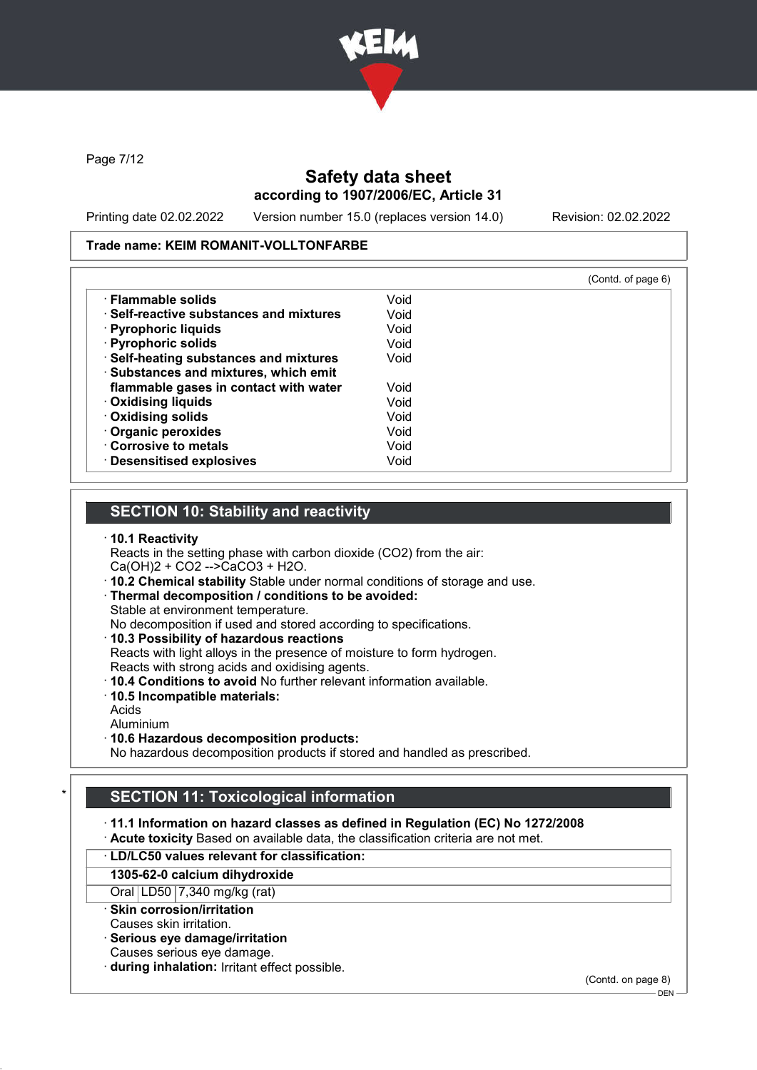**Trade name: KEIM ROMANIT-VOLLTONFARBE**

(Contd. of page 6)

| | |
|---|---|
| · **Flammable solids** | Void |
| · **Self-reactive substances and mixtures** | Void |
| · **Pyrophoric liquids** | Void |
| · **Pyrophoric solids** | Void |
| · **Self-heating substances and mixtures** | Void |
| · **Substances and mixtures, which emit flammable gases in contact with water** | Void |
| · **Oxidising liquids** | Void |
| · **Oxidising solids** | Void |
| · **Organic peroxides** | Void |
| · **Corrosive to metals** | Void |
| · **Desensitised explosives** | Void |

## SECTION 10: Stability and reactivity

· **10.1 Reactivity**
Reacts in the setting phase with carbon dioxide ($CO_2$) from the air:
$Ca(OH)_2 + CO_2 \rightarrow CaCO_3 + H_2O$.
· **10.2 Chemical stability** Stable under normal conditions of storage and use.
· **Thermal decomposition / conditions to be avoided:**
Stable at environment temperature.
No decomposition if used and stored according to specifications.
· **10.3 Possibility of hazardous reactions**
Reacts with light alloys in the presence of moisture to form hydrogen.
Reacts with strong acids and oxidising agents.
· **10.4 Conditions to avoid** No further relevant information available.
· **10.5 Incompatible materials:**
Acids
Aluminium
· **10.6 Hazardous decomposition products:**
No hazardous decomposition products if stored and handled as prescribed.

## * SECTION 11: Toxicological information

· **11.1 Information on hazard classes as defined in Regulation (EC) No 1272/2008**
· **Acute toxicity** Based on available data, the classification criteria are not met.

| · **LD/LC50 values relevant for classification:** | | |
|---|---|---|
| **1305-62-0 calcium dihydroxide** | | |
| Oral | LD50 | 7,340 mg/kg (rat) |

· **Skin corrosion/irritation**
Causes skin irritation.
· **Serious eye damage/irritation**
Causes serious eye damage.
· **during inhalation:** Irritant effect possible.

(Contd. on page 8)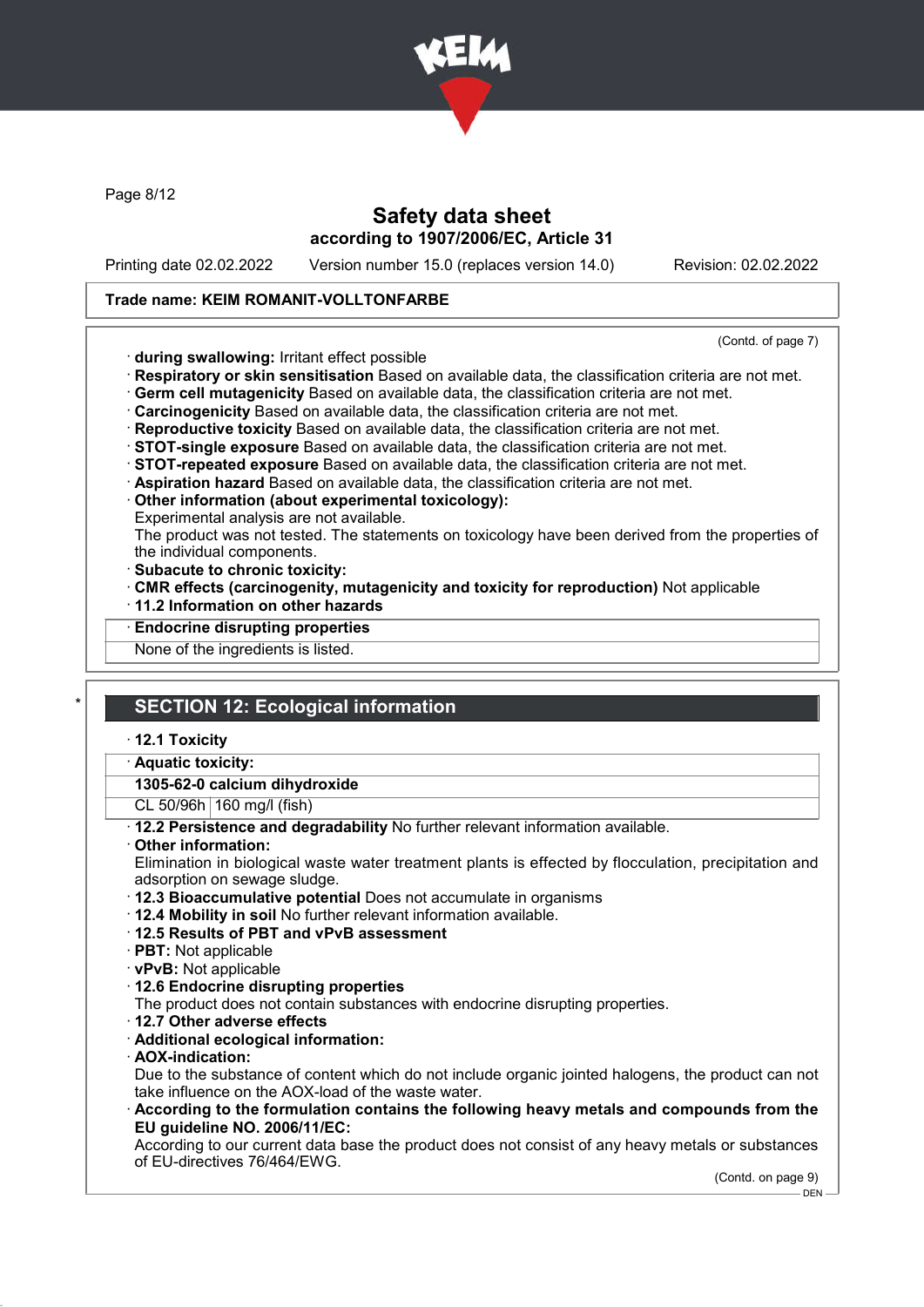**Trade name: KEIM ROMANIT-VOLLTONFARBE**

(Contd. of page 7)

· **during swallowing:** Irritant effect possible
· **Respiratory or skin sensitisation** Based on available data, the classification criteria are not met.
· **Germ cell mutagenicity** Based on available data, the classification criteria are not met.
· **Carcinogenicity** Based on available data, the classification criteria are not met.
· **Reproductive toxicity** Based on available data, the classification criteria are not met.
· **STOT-single exposure** Based on available data, the classification criteria are not met.
· **STOT-repeated exposure** Based on available data, the classification criteria are not met.
· **Aspiration hazard** Based on available data, the classification criteria are not met.
· **Other information (about experimental toxicology):**
Experimental analysis are not available.
The product was not tested. The statements on toxicology have been derived from the properties of the individual components.
· **Subacute to chronic toxicity:**
· **CMR effects (carcinogenity, mutagenicity and toxicity for reproduction)** Not applicable
· **11.2 Information on other hazards**

· **Endocrine disrupting properties**
None of the ingredients is listed.

## * SECTION 12: Ecological information

· **12.1 Toxicity**

· **Aquatic toxicity:**

| **1305-62-0 calcium dihydroxide** | |
|---|---|
| CL 50/96h | 160 mg/l (fish) |

· **12.2 Persistence and degradability** No further relevant information available.
· **Other information:**
Elimination in biological waste water treatment plants is effected by flocculation, precipitation and adsorption on sewage sludge.
· **12.3 Bioaccumulative potential** Does not accumulate in organisms
· **12.4 Mobility in soil** No further relevant information available.
· **12.5 Results of PBT and vPvB assessment**
· **PBT:** Not applicable
· **vPvB:** Not applicable
· **12.6 Endocrine disrupting properties**
The product does not contain substances with endocrine disrupting properties.
· **12.7 Other adverse effects**
· **Additional ecological information:**
· **AOX-indication:**
Due to the substance of content which do not include organic jointed halogens, the product can not take influence on the AOX-load of the waste water.
· **According to the formulation contains the following heavy metals and compounds from the EU guideline NO. 2006/11/EC:**
According to our current data base the product does not consist of any heavy metals or substances of EU-directives 76/464/EWG.

(Contd. on page 9)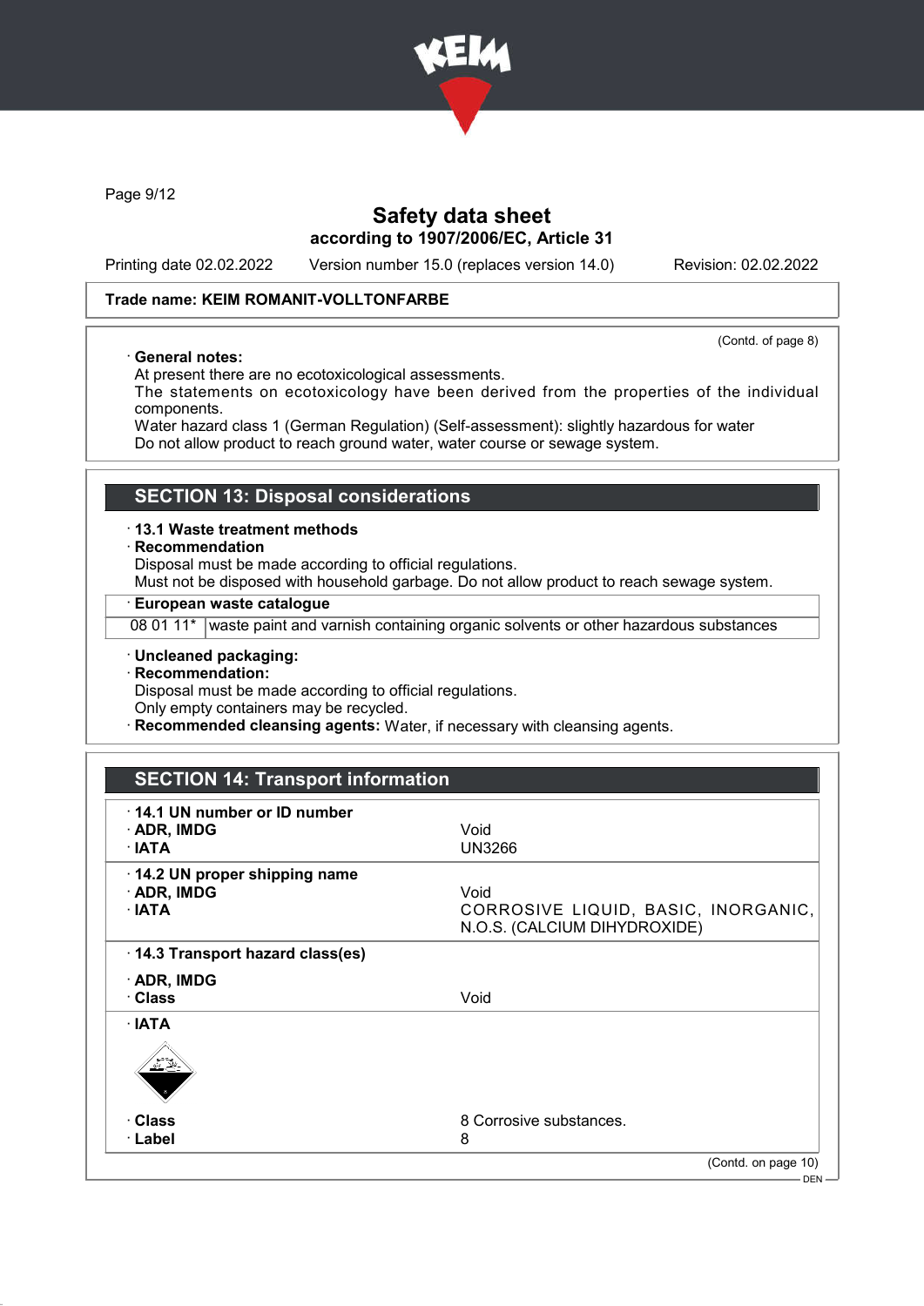Safety data sheet
according to 1907/2006/EC, Article 31

Printing date 02.02.2022 Version number 15.0 (replaces version 14.0) Revision: 02.02.2022

**Trade name: KEIM ROMANIT-VOLLTONFARBE**

(Contd. of page 8)

· **General notes:**
At present there are no ecotoxicological assessments.
The statements on ecotoxicology have been derived from the properties of the individual components.
Water hazard class 1 (German Regulation) (Self-assessment): slightly hazardous for water
Do not allow product to reach ground water, water course or sewage system.

## SECTION 13: Disposal considerations

· **13.1 Waste treatment methods**
· **Recommendation**
Disposal must be made according to official regulations.
Must not be disposed with household garbage. Do not allow product to reach sewage system.

| · **European waste catalogue** | |
|---|---|
| 08 01 11* | waste paint and varnish containing organic solvents or other hazardous substances |

· **Uncleaned packaging:**
· **Recommendation:**
Disposal must be made according to official regulations.
Only empty containers may be recycled.
· **Recommended cleansing agents:** Water, if necessary with cleansing agents.

## SECTION 14: Transport information

| | |
|---|---|
| · **14.1 UN number or ID number** | |
| · **ADR, IMDG** | Void |
| · **IATA** | UN3266 |
| · **14.2 UN proper shipping name** | |
| · **ADR, IMDG** | Void |
| · **IATA** | CORROSIVE LIQUID, BASIC, INORGANIC, N.O.S. (CALCIUM DIHYDROXIDE) |
| · **14.3 Transport hazard class(es)** | |
| · **ADR, IMDG** | |
| · **Class** | Void |
| · **IATA** | |
| · **Class** | 8 Corrosive substances. |
| · **Label** | 8 |

(Contd. on page 10)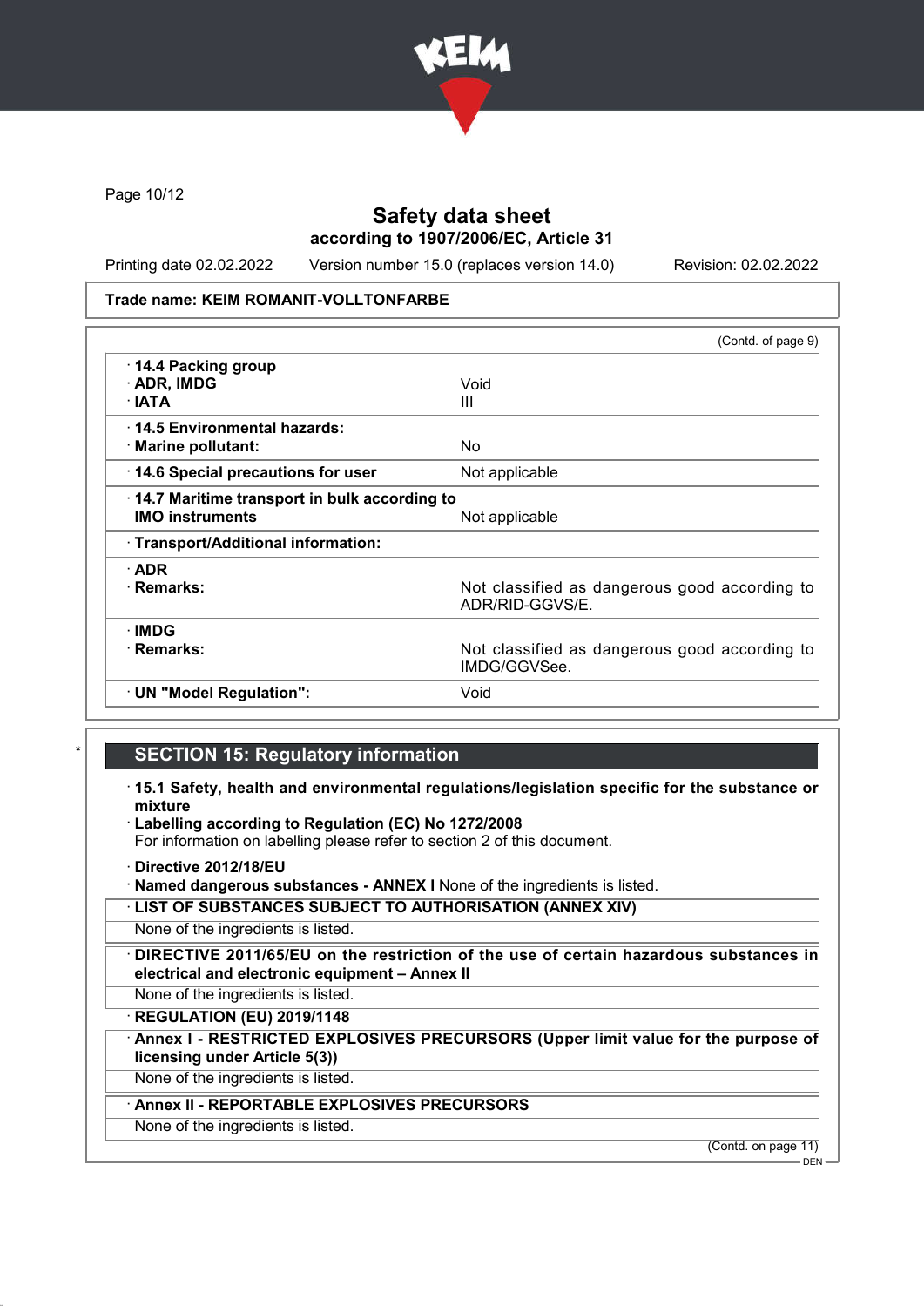**Trade name: KEIM ROMANIT-VOLLTONFARBE**

(Contd. of page 9)

| | |
|---|---|
| · **14.4 Packing group** | |
| · **ADR, IMDG** | Void |
| · **IATA** | III |
| · **14.5 Environmental hazards:** | |
| · **Marine pollutant:** | No |
| · **14.6 Special precautions for user** | Not applicable |
| · **14.7 Maritime transport in bulk according to IMO instruments** | Not applicable |
| · **Transport/Additional information:** | |
| · **ADR** | |
| · **Remarks:** | Not classified as dangerous good according to ADR/RID-GGVS/E. |
| · **IMDG** | |
| · **Remarks:** | Not classified as dangerous good according to IMDG/GGVSee. |
| · **UN "Model Regulation":** | Void |

\*

## SECTION 15: Regulatory information

· **15.1 Safety, health and environmental regulations/legislation specific for the substance or mixture**

· **Labelling according to Regulation (EC) No 1272/2008**
For information on labelling please refer to section 2 of this document.

· **Directive 2012/18/EU**

· **Named dangerous substances - ANNEX I** None of the ingredients is listed.

· **LIST OF SUBSTANCES SUBJECT TO AUTHORISATION (ANNEX XIV)**
None of the ingredients is listed.

· **DIRECTIVE 2011/65/EU on the restriction of the use of certain hazardous substances in electrical and electronic equipment – Annex II**
None of the ingredients is listed.

· **REGULATION (EU) 2019/1148**

· **Annex I - RESTRICTED EXPLOSIVES PRECURSORS (Upper limit value for the purpose of licensing under Article 5(3))**
None of the ingredients is listed.

· **Annex II - REPORTABLE EXPLOSIVES PRECURSORS**
None of the ingredients is listed.

(Contd. on page 11)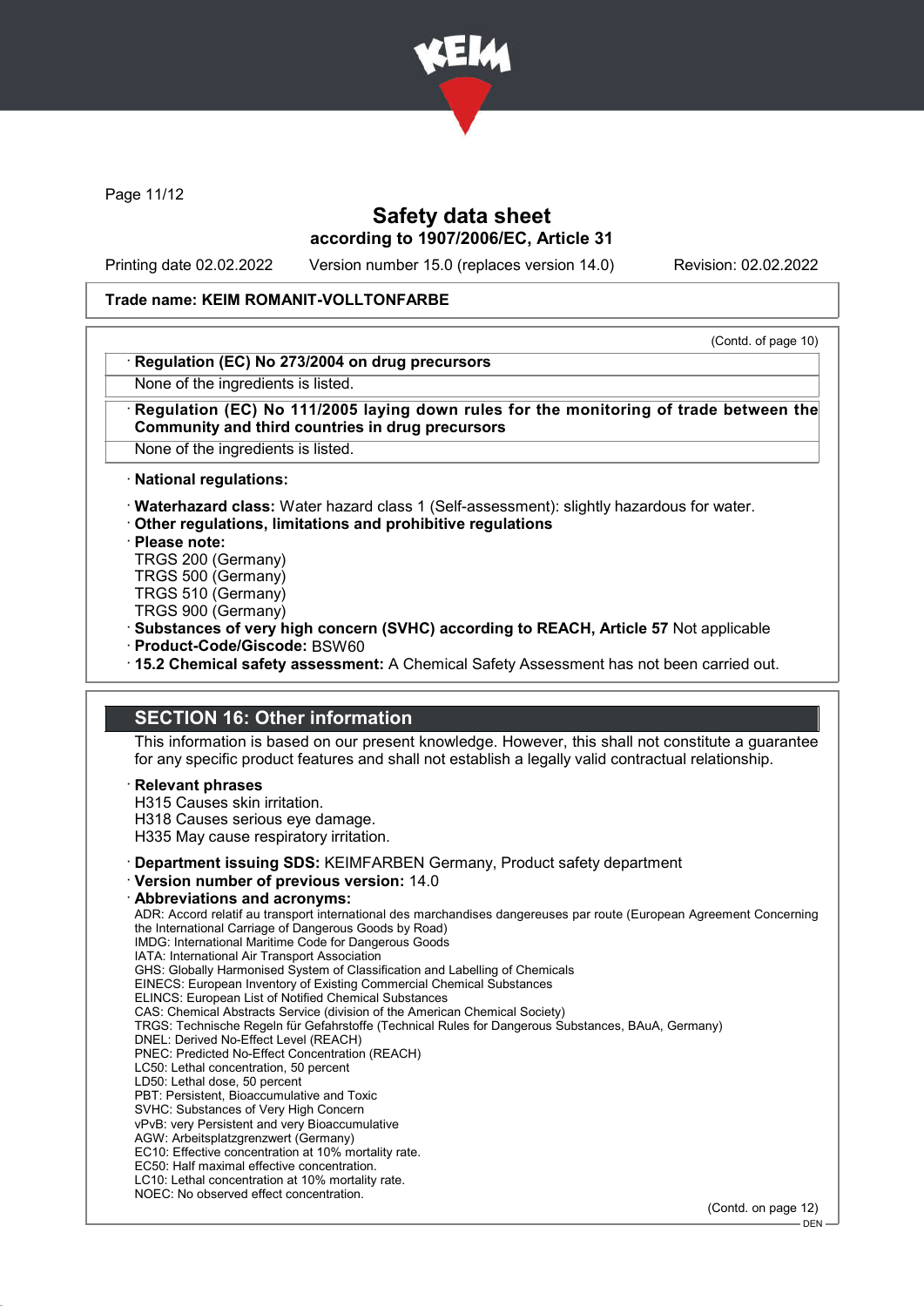Trade name: KEIM ROMANIT-VOLLTONFARBE

(Contd. of page 10)

· **Regulation (EC) No 273/2004 on drug precursors**
None of the ingredients is listed.

· **Regulation (EC) No 111/2005 laying down rules for the monitoring of trade between the Community and third countries in drug precursors**
None of the ingredients is listed.

· **National regulations:**

· **Waterhazard class:** Water hazard class 1 (Self-assessment): slightly hazardous for water.
· **Other regulations, limitations and prohibitive regulations**
· **Please note:**
TRGS 200 (Germany)
TRGS 500 (Germany)
TRGS 510 (Germany)
TRGS 900 (Germany)
· **Substances of very high concern (SVHC) according to REACH, Article 57** Not applicable
· **Product-Code/Giscode:** BSW60
· **15.2 Chemical safety assessment:** A Chemical Safety Assessment has not been carried out.

## SECTION 16: Other information

This information is based on our present knowledge. However, this shall not constitute a guarantee for any specific product features and shall not establish a legally valid contractual relationship.

· **Relevant phrases**
H315 Causes skin irritation.
H318 Causes serious eye damage.
H335 May cause respiratory irritation.

· **Department issuing SDS:** KEIMFARBEN Germany, Product safety department
· **Version number of previous version:** 14.0
· **Abbreviations and acronyms:**
ADR: Accord relatif au transport international des marchandises dangereuses par route (European Agreement Concerning the International Carriage of Dangerous Goods by Road)
IMDG: International Maritime Code for Dangerous Goods
IATA: International Air Transport Association
GHS: Globally Harmonised System of Classification and Labelling of Chemicals
EINECS: European Inventory of Existing Commercial Chemical Substances
ELINCS: European List of Notified Chemical Substances
CAS: Chemical Abstracts Service (division of the American Chemical Society)
TRGS: Technische Regeln für Gefahrstoffe (Technical Rules for Dangerous Substances, BAuA, Germany)
DNEL: Derived No-Effect Level (REACH)
PNEC: Predicted No-Effect Concentration (REACH)
LC50: Lethal concentration, 50 percent
LD50: Lethal dose, 50 percent
PBT: Persistent, Bioaccumulative and Toxic
SVHC: Substances of Very High Concern
vPvB: very Persistent and very Bioaccumulative
AGW: Arbeitsplatzgrenzwert (Germany)
EC10: Effective concentration at 10% mortality rate.
EC50: Half maximal effective concentration.
LC10: Lethal concentration at 10% mortality rate.
NOEC: No observed effect concentration.

(Contd. on page 12)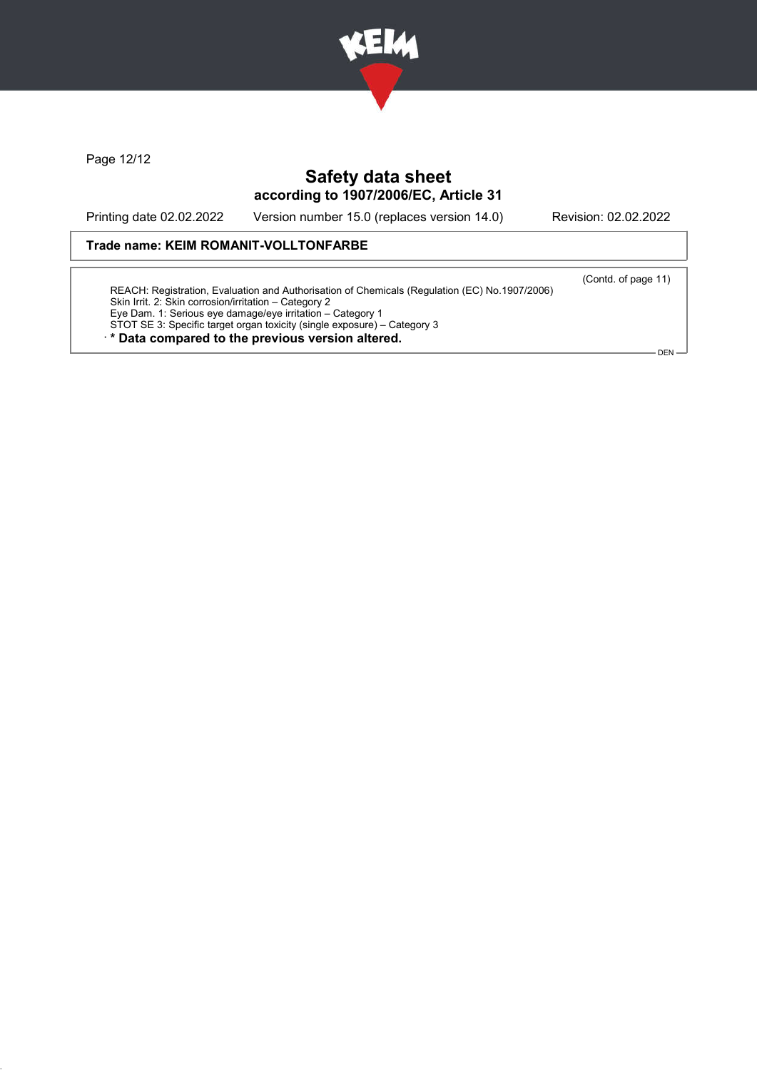# Safety data sheet
## according to 1907/2006/EC, Article 31

Printing date 02.02.2022 Version number 15.0 (replaces version 14.0) Revision: 02.02.2022

**Trade name: KEIM ROMANIT-VOLLTONFARBE**

(Contd. of page 11)

REACH: Registration, Evaluation and Authorisation of Chemicals (Regulation (EC) No.1907/2006)
Skin Irrit. 2: Skin corrosion/irritation – Category 2
Eye Dam. 1: Serious eye damage/eye irritation – Category 1
STOT SE 3: Specific target organ toxicity (single exposure) – Category 3

· **\* Data compared to the previous version altered.**

DEN